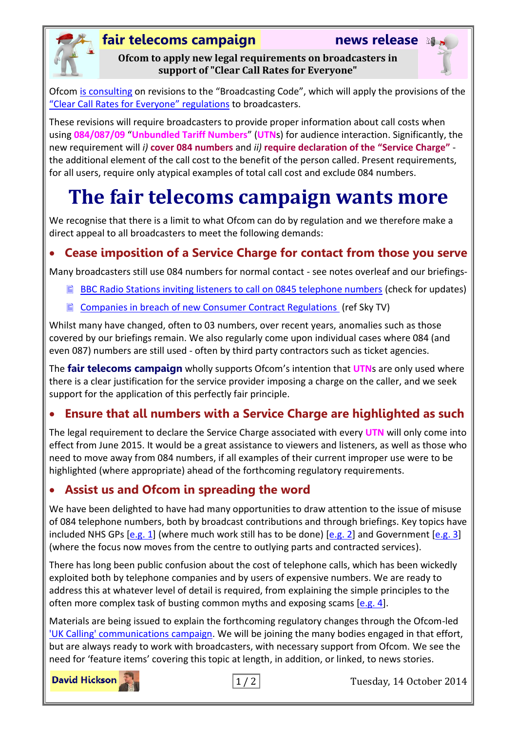**fair telecoms campaign** **news release**

**Ofcom to apply new legal requirements on broadcasters in support of "Clear Call Rates for Everyone"**

Ofcom is consulting on revisions to the "Broadcasting Code", which will apply the provisions of the "Clear Call Rates for Everyone" regulations to broadcasters.

These revisions will require broadcasters to provide proper information about call costs when using **084/087/09** "**Unbundled Tariff Numbers**" (**UTN**s) for audience interaction. Significantly, the new requirement will *i)* **cover 084 numbers** and *ii)* **require declaration of the "Service Charge"** - the additional element of the call cost to the benefit of the person called. Present requirements, for all users, require only atypical examples of total call cost and exclude 084 numbers.

# The fair telecoms campaign wants more

We recognise that there is a limit to what Ofcom can do by regulation and we therefore make a direct appeal to all broadcasters to meet the following demands:

## • Cease imposition of a Service Charge for contact from those you serve

Many broadcasters still use 084 numbers for normal contact - see notes overleaf and our briefings-

- BBC Radio Stations inviting listeners to call on 0845 telephone numbers (check for updates)
- Companies in breach of new Consumer Contract Regulations (ref Sky TV)

Whilst many have changed, often to 03 numbers, over recent years, anomalies such as those covered by our briefings remain. We also regularly come upon individual cases where 084 (and even 087) numbers are still used - often by third party contractors such as ticket agencies.

The **fair telecoms campaign** wholly supports Ofcom's intention that **UTN**s are only used where there is a clear justification for the service provider imposing a charge on the caller, and we seek support for the application of this perfectly fair principle.

## • Ensure that all numbers with a Service Charge are highlighted as such

The legal requirement to declare the Service Charge associated with every **UTN** will only come into effect from June 2015. It would be a great assistance to viewers and listeners, as well as those who need to move away from 084 numbers, if all examples of their current improper use were to be highlighted (where appropriate) ahead of the forthcoming regulatory requirements.

## • Assist us and Ofcom in spreading the word

We have been delighted to have had many opportunities to draw attention to the issue of misuse of 084 telephone numbers, both by broadcast contributions and through briefings. Key topics have included NHS GPs [e.g. 1] (where much work still has to be done) [e.g. 2] and Government [e.g. 3] (where the focus now moves from the centre to outlying parts and contracted services).

There has long been public confusion about the cost of telephone calls, which has been wickedly exploited both by telephone companies and by users of expensive numbers. We are ready to address this at whatever level of detail is required, from explaining the simple principles to the often more complex task of busting common myths and exposing scams [e.g. 4].

Materials are being issued to explain the forthcoming regulatory changes through the Ofcom-led 'UK Calling' communications campaign. We will be joining the many bodies engaged in that effort, but are always ready to work with broadcasters, with necessary support from Ofcom. We see the need for 'feature items' covering this topic at length, in addition, or linked, to news stories.

**David Hickson**

Tuesday, 14 October 2014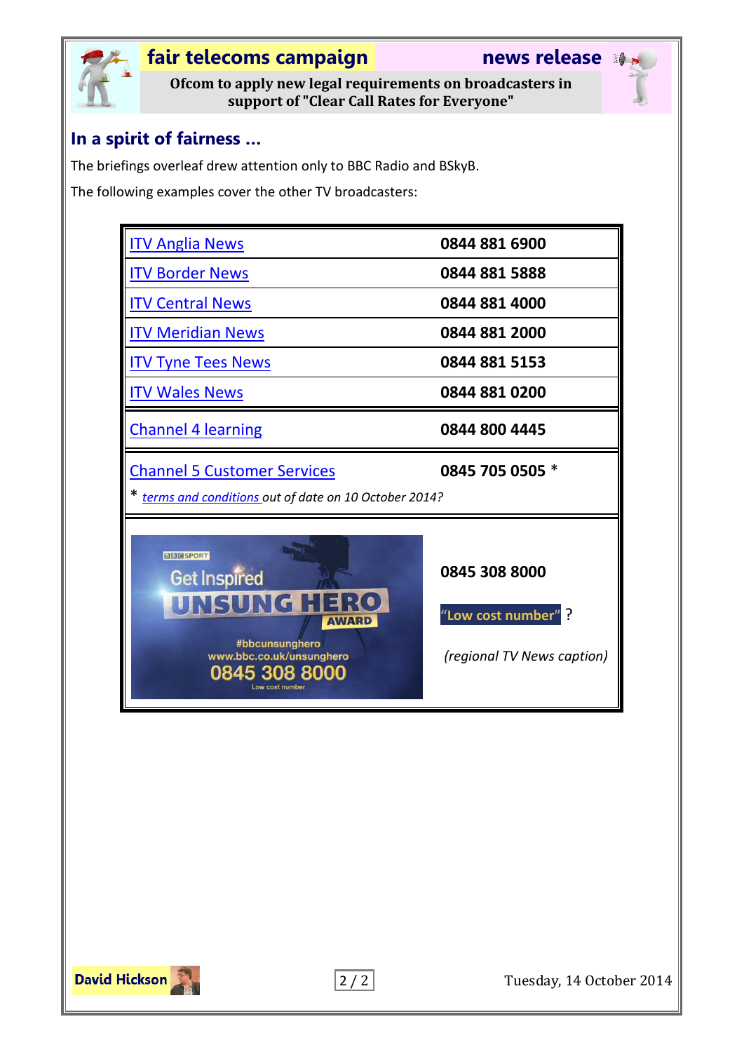**fair telecoms campaign** **news release**

**Ofcom to apply new legal requirements on broadcasters in support of "Clear Call Rates for Everyone"**

## In a spirit of fairness ...

The briefings overleaf drew attention only to BBC Radio and BSkyB.

The following examples cover the other TV broadcasters:

| | |
|---|---|
| ITV Anglia News | **0844 881 6900** |
| ITV Border News | **0844 881 5888** |
| ITV Central News | **0844 881 4000** |
| ITV Meridian News | **0844 881 2000** |
| ITV Tyne Tees News | **0844 881 5153** |
| ITV Wales News | **0844 881 0200** |
| Channel 4 learning | **0844 800 4445** |
| Channel 5 Customer Services<br>* *terms and conditions out of date on 10 October 2014?* | **0845 705 0505** * |
| BBC SPORT Get Inspired UNSUNG HERO AWARD #bbcunsunghero www.bbc.co.uk/unsunghero 0845 308 8000 Low cost number | **0845 308 8000**<br>"Low cost number" ?<br>*(regional TV News caption)* |

David Hickson

Tuesday, 14 October 2014